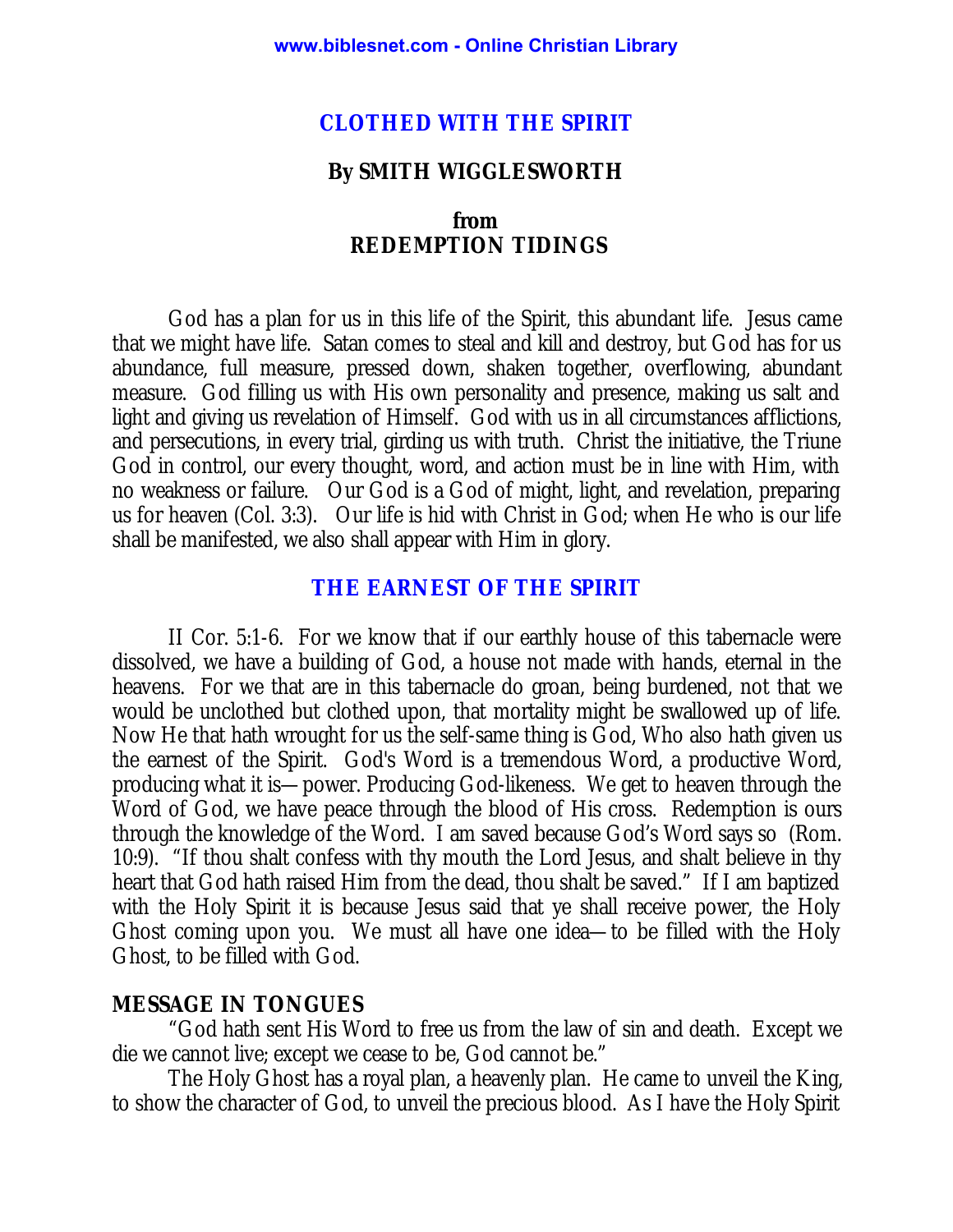# CLOTHED WITH THE SPIRIT

### By SMITH WIGGLESWORTH

### from
### REDEMPTION TIDINGS

God has a plan for us in this life of the Spirit, this abundant life. Jesus came that we might have life. Satan comes to steal and kill and destroy, but God has for us abundance, full measure, pressed down, shaken together, overflowing, abundant measure. God filling us with His own personality and presence, making us salt and light and giving us revelation of Himself. God with us in all circumstances afflictions, and persecutions, in every trial, girding us with truth. Christ the initiative, the Triune God in control, our every thought, word, and action must be in line with Him, with no weakness or failure. Our God is a God of might, light, and revelation, preparing us for heaven (Col. 3:3). Our life is hid with Christ in God; when He who is our life shall be manifested, we also shall appear with Him in glory.

## THE EARNEST OF THE SPIRIT

II Cor. 5:1-6. For we know that if our earthly house of this tabernacle were dissolved, we have a building of God, a house not made with hands, eternal in the heavens. For we that are in this tabernacle do groan, being burdened, not that we would be unclothed but clothed upon, that mortality might be swallowed up of life. Now He that hath wrought for us the self-same thing is God, Who also hath given us the earnest of the Spirit. God's Word is a tremendous Word, a productive Word, producing what it is—power. Producing God-likeness. We get to heaven through the Word of God, we have peace through the blood of His cross. Redemption is ours through the knowledge of the Word. I am saved because God's Word says so (Rom. 10:9). "If thou shalt confess with thy mouth the Lord Jesus, and shalt believe in thy heart that God hath raised Him from the dead, thou shalt be saved." If I am baptized with the Holy Spirit it is because Jesus said that ye shall receive power, the Holy Ghost coming upon you. We must all have one idea—to be filled with the Holy Ghost, to be filled with God.

**MESSAGE IN TONGUES**

"God hath sent His Word to free us from the law of sin and death. Except we die we cannot live; except we cease to be, God cannot be."

The Holy Ghost has a royal plan, a heavenly plan. He came to unveil the King, to show the character of God, to unveil the precious blood. As I have the Holy Spirit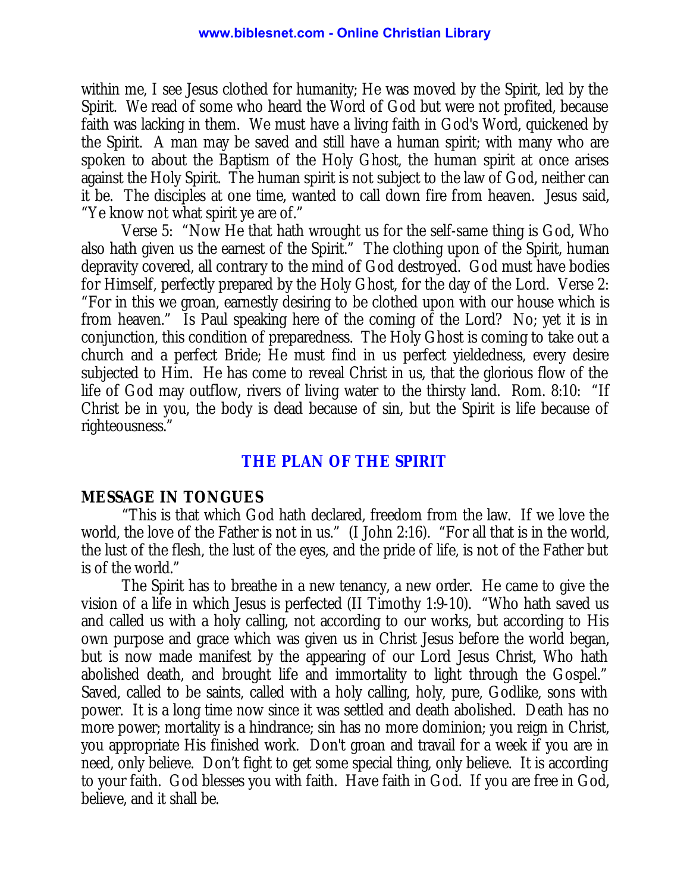within me, I see Jesus clothed for humanity; He was moved by the Spirit, led by the Spirit. We read of some who heard the Word of God but were not profited, because faith was lacking in them. We must have a living faith in God's Word, quickened by the Spirit. A man may be saved and still have a human spirit; with many who are spoken to about the Baptism of the Holy Ghost, the human spirit at once arises against the Holy Spirit. The human spirit is not subject to the law of God, neither can it be. The disciples at one time, wanted to call down fire from heaven. Jesus said, "Ye know not what spirit ye are of."

Verse 5: "Now He that hath wrought us for the self-same thing is God, Who also hath given us the earnest of the Spirit." The clothing upon of the Spirit, human depravity covered, all contrary to the mind of God destroyed. God must have bodies for Himself, perfectly prepared by the Holy Ghost, for the day of the Lord. Verse 2: "For in this we groan, earnestly desiring to be clothed upon with our house which is from heaven." Is Paul speaking here of the coming of the Lord? No; yet it is in conjunction, this condition of preparedness. The Holy Ghost is coming to take out a church and a perfect Bride; He must find in us perfect yieldedness, every desire subjected to Him. He has come to reveal Christ in us, that the glorious flow of the life of God may outflow, rivers of living water to the thirsty land. Rom. 8:10: "If Christ be in you, the body is dead because of sin, but the Spirit is life because of righteousness."

## THE PLAN OF THE SPIRIT

**MESSAGE IN TONGUES**

"This is that which God hath declared, freedom from the law. If we love the world, the love of the Father is not in us." (I John 2:16). "For all that is in the world, the lust of the flesh, the lust of the eyes, and the pride of life, is not of the Father but is of the world."

The Spirit has to breathe in a new tenancy, a new order. He came to give the vision of a life in which Jesus is perfected (II Timothy 1:9-10). "Who hath saved us and called us with a holy calling, not according to our works, but according to His own purpose and grace which was given us in Christ Jesus before the world began, but is now made manifest by the appearing of our Lord Jesus Christ, Who hath abolished death, and brought life and immortality to light through the Gospel." Saved, called to be saints, called with a holy calling, holy, pure, Godlike, sons with power. It is a long time now since it was settled and death abolished. Death has no more power; mortality is a hindrance; sin has no more dominion; you reign in Christ, you appropriate His finished work. Don't groan and travail for a week if you are in need, only believe. Don't fight to get some special thing, only believe. It is according to your faith. God blesses you with faith. Have faith in God. If you are free in God, believe, and it shall be.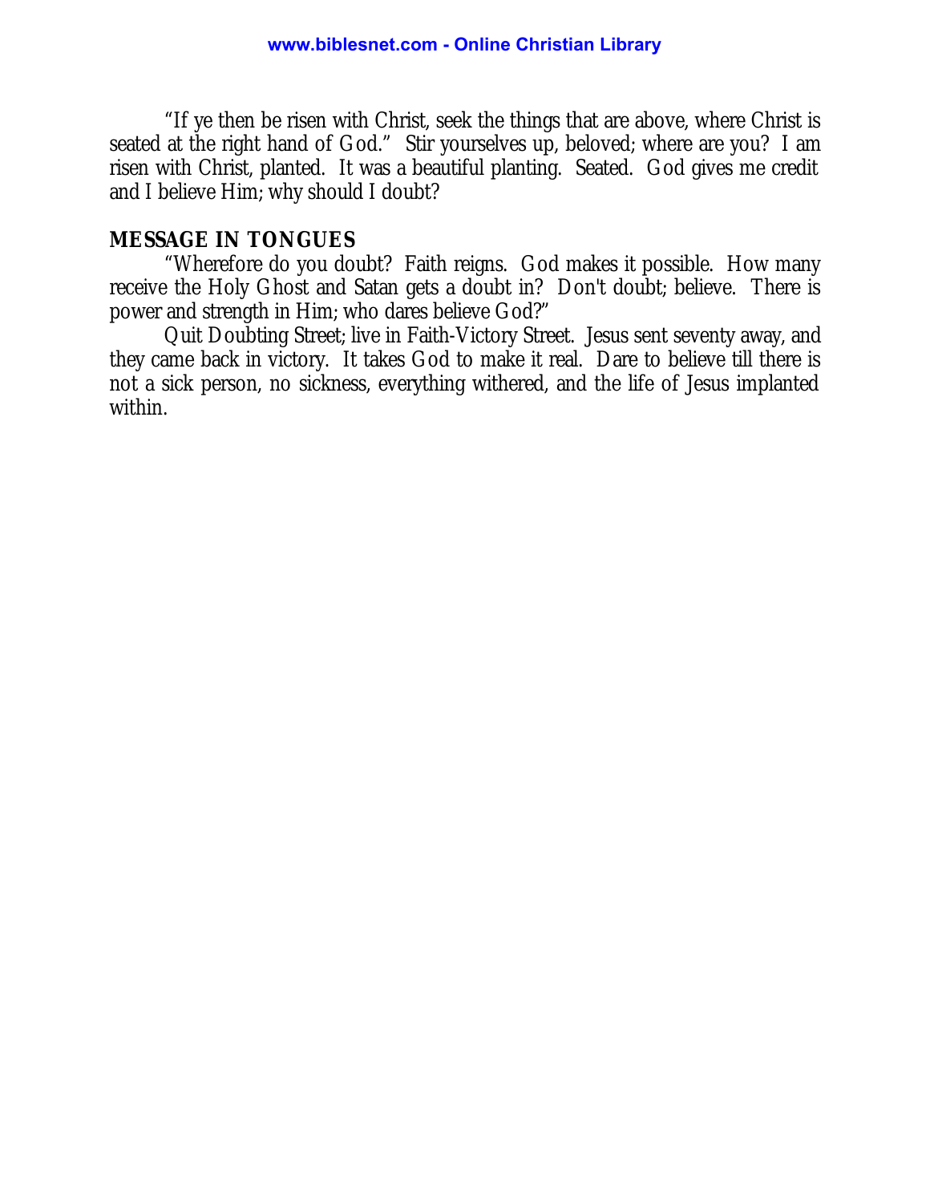"If ye then be risen with Christ, seek the things that are above, where Christ is seated at the right hand of God." Stir yourselves up, beloved; where are you? I am risen with Christ, planted. It was a beautiful planting. Seated. God gives me credit and I believe Him; why should I doubt?

**MESSAGE IN TONGUES**

"Wherefore do you doubt? Faith reigns. God makes it possible. How many receive the Holy Ghost and Satan gets a doubt in? Don't doubt; believe. There is power and strength in Him; who dares believe God?"

Quit Doubting Street; live in Faith-Victory Street. Jesus sent seventy away, and they came back in victory. It takes God to make it real. Dare to believe till there is not a sick person, no sickness, everything withered, and the life of Jesus implanted within.